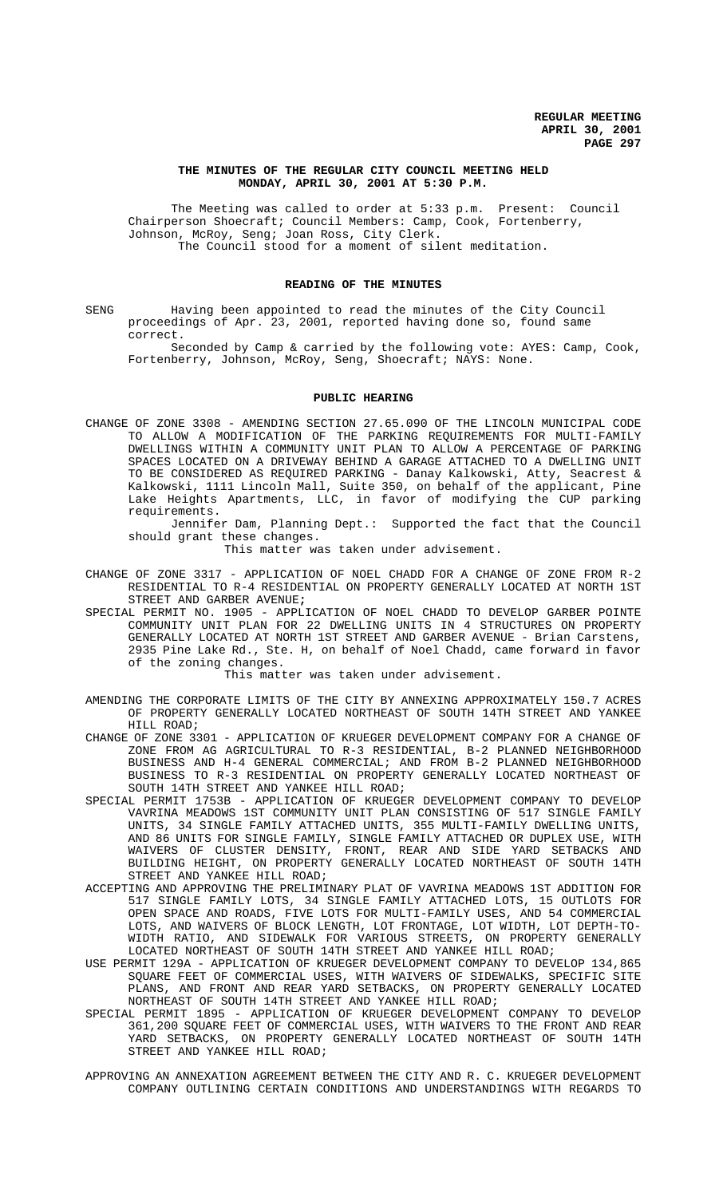**THE MINUTES OF THE REGULAR CITY COUNCIL MEETING HELD MONDAY, APRIL 30, 2001 AT 5:30 P.M.**

The Meeting was called to order at 5:33 p.m. Present: Council Chairperson Shoecraft; Council Members: Camp, Cook, Fortenberry, Johnson, McRoy, Seng; Joan Ross, City Clerk.

The Council stood for a moment of silent meditation.

## READING OF THE MINUTES

SENG Having been appointed to read the minutes of the City Council proceedings of Apr. 23, 2001, reported having done so, found same correct.

Seconded by Camp & carried by the following vote: AYES: Camp, Cook, Fortenberry, Johnson, McRoy, Seng, Shoecraft; NAYS: None.

## PUBLIC HEARING

CHANGE OF ZONE 3308 - AMENDING SECTION 27.65.090 OF THE LINCOLN MUNICIPAL CODE TO ALLOW A MODIFICATION OF THE PARKING REQUIREMENTS FOR MULTI-FAMILY DWELLINGS WITHIN A COMMUNITY UNIT PLAN TO ALLOW A PERCENTAGE OF PARKING SPACES LOCATED ON A DRIVEWAY BEHIND A GARAGE ATTACHED TO A DWELLING UNIT TO BE CONSIDERED AS REQUIRED PARKING - Danay Kalkowski, Atty, Seacrest & Kalkowski, 1111 Lincoln Mall, Suite 350, on behalf of the applicant, Pine Lake Heights Apartments, LLC, in favor of modifying the CUP parking requirements.

Jennifer Dam, Planning Dept.: Supported the fact that the Council should grant these changes.

This matter was taken under advisement.

CHANGE OF ZONE 3317 - APPLICATION OF NOEL CHADD FOR A CHANGE OF ZONE FROM R-2 RESIDENTIAL TO R-4 RESIDENTIAL ON PROPERTY GENERALLY LOCATED AT NORTH 1ST STREET AND GARBER AVENUE;

SPECIAL PERMIT NO. 1905 - APPLICATION OF NOEL CHADD TO DEVELOP GARBER POINTE COMMUNITY UNIT PLAN FOR 22 DWELLING UNITS IN 4 STRUCTURES ON PROPERTY GENERALLY LOCATED AT NORTH 1ST STREET AND GARBER AVENUE - Brian Carstens, 2935 Pine Lake Rd., Ste. H, on behalf of Noel Chadd, came forward in favor of the zoning changes.

This matter was taken under advisement.

AMENDING THE CORPORATE LIMITS OF THE CITY BY ANNEXING APPROXIMATELY 150.7 ACRES OF PROPERTY GENERALLY LOCATED NORTHEAST OF SOUTH 14TH STREET AND YANKEE HILL ROAD;

CHANGE OF ZONE 3301 - APPLICATION OF KRUEGER DEVELOPMENT COMPANY FOR A CHANGE OF ZONE FROM AG AGRICULTURAL TO R-3 RESIDENTIAL, B-2 PLANNED NEIGHBORHOOD BUSINESS AND H-4 GENERAL COMMERCIAL; AND FROM B-2 PLANNED NEIGHBORHOOD BUSINESS TO R-3 RESIDENTIAL ON PROPERTY GENERALLY LOCATED NORTHEAST OF SOUTH 14TH STREET AND YANKEE HILL ROAD;

SPECIAL PERMIT 1753B - APPLICATION OF KRUEGER DEVELOPMENT COMPANY TO DEVELOP VAVRINA MEADOWS 1ST COMMUNITY UNIT PLAN CONSISTING OF 517 SINGLE FAMILY UNITS, 34 SINGLE FAMILY ATTACHED UNITS, 355 MULTI-FAMILY DWELLING UNITS, AND 86 UNITS FOR SINGLE FAMILY, SINGLE FAMILY ATTACHED OR DUPLEX USE, WITH WAIVERS OF CLUSTER DENSITY, FRONT, REAR AND SIDE YARD SETBACKS AND BUILDING HEIGHT, ON PROPERTY GENERALLY LOCATED NORTHEAST OF SOUTH 14TH STREET AND YANKEE HILL ROAD;

ACCEPTING AND APPROVING THE PRELIMINARY PLAT OF VAVRINA MEADOWS 1ST ADDITION FOR 517 SINGLE FAMILY LOTS, 34 SINGLE FAMILY ATTACHED LOTS, 15 OUTLOTS FOR OPEN SPACE AND ROADS, FIVE LOTS FOR MULTI-FAMILY USES, AND 54 COMMERCIAL LOTS, AND WAIVERS OF BLOCK LENGTH, LOT FRONTAGE, LOT WIDTH, LOT DEPTH-TO-WIDTH RATIO, AND SIDEWALK FOR VARIOUS STREETS, ON PROPERTY GENERALLY LOCATED NORTHEAST OF SOUTH 14TH STREET AND YANKEE HILL ROAD;

USE PERMIT 129A - APPLICATION OF KRUEGER DEVELOPMENT COMPANY TO DEVELOP 134,865 SQUARE FEET OF COMMERCIAL USES, WITH WAIVERS OF SIDEWALKS, SPECIFIC SITE PLANS, AND FRONT AND REAR YARD SETBACKS, ON PROPERTY GENERALLY LOCATED NORTHEAST OF SOUTH 14TH STREET AND YANKEE HILL ROAD;

SPECIAL PERMIT 1895 - APPLICATION OF KRUEGER DEVELOPMENT COMPANY TO DEVELOP 361,200 SQUARE FEET OF COMMERCIAL USES, WITH WAIVERS TO THE FRONT AND REAR YARD SETBACKS, ON PROPERTY GENERALLY LOCATED NORTHEAST OF SOUTH 14TH STREET AND YANKEE HILL ROAD;

APPROVING AN ANNEXATION AGREEMENT BETWEEN THE CITY AND R. C. KRUEGER DEVELOPMENT COMPANY OUTLINING CERTAIN CONDITIONS AND UNDERSTANDINGS WITH REGARDS TO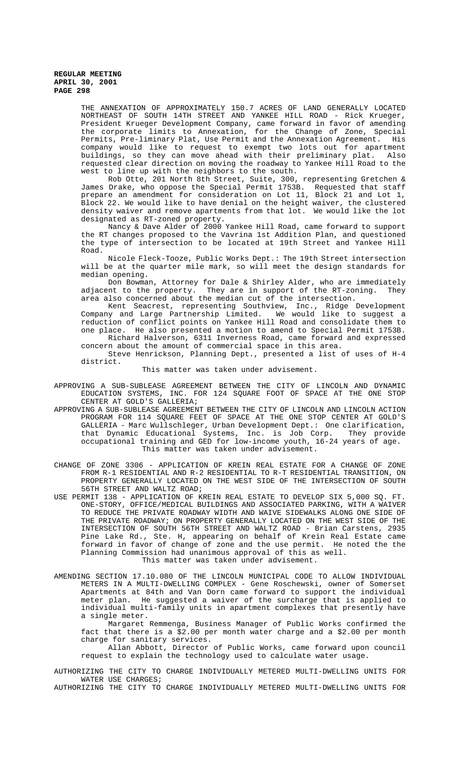THE ANNEXATION OF APPROXIMATELY 150.7 ACRES OF LAND GENERALLY LOCATED NORTHEAST OF SOUTH 14TH STREET AND YANKEE HILL ROAD - Rick Krueger, President Krueger Development Company, came forward in favor of amending the corporate limits to Annexation, for the Change of Zone, Special Permits, Pre-liminary Plat, Use Permit and the Annexation Agreement. His company would like to request to exempt two lots out for apartment buildings, so they can move ahead with their preliminary plat. Also requested clear direction on moving the roadway to Yankee Hill Road to the west to line up with the neighbors to the south.

Rob Otte, 201 North 8th Street, Suite, 300, representing Gretchen & James Drake, who oppose the Special Permit 1753B. Requested that staff prepare an amendment for consideration on Lot 11, Block 21 and Lot 1, Block 22. We would like to have denial on the height waiver, the clustered density waiver and remove apartments from that lot. We would like the lot designated as RT-zoned property.

Nancy & Dave Alder of 2000 Yankee Hill Road, came forward to support the RT changes proposed to the Vavrina 1st Addition Plan, and questioned the type of intersection to be located at 19th Street and Yankee Hill Road.

Nicole Fleck-Tooze, Public Works Dept.: The 19th Street intersection will be at the quarter mile mark, so will meet the design standards for median opening.

Don Bowman, Attorney for Dale & Shirley Alder, who are immediately adjacent to the property. They are in support of the RT-zoning. They area also concerned about the median cut of the intersection.

Kent Seacrest, representing Southview, Inc., Ridge Development Company and Large Partnership Limited. We would like to suggest a reduction of conflict points on Yankee Hill Road and consolidate them to one place. He also presented a motion to amend to Special Permit 1753B.

Richard Halverson, 6311 Inverness Road, came forward and expressed concern about the amount of commercial space in this area.

Steve Henrickson, Planning Dept., presented a list of uses of H-4 district.

This matter was taken under advisement.

APPROVING A SUB-SUBLEASE AGREEMENT BETWEEN THE CITY OF LINCOLN AND DYNAMIC EDUCATION SYSTEMS, INC. FOR 124 SQUARE FOOT OF SPACE AT THE ONE STOP CENTER AT GOLD'S GALLERIA;

APPROVING A SUB-SUBLEASE AGREEMENT BETWEEN THE CITY OF LINCOLN AND LINCOLN ACTION PROGRAM FOR 114 SQUARE FEET OF SPACE AT THE ONE STOP CENTER AT GOLD'S GALLERIA - Marc Wullschleger, Urban Development Dept.: One clarification, that Dynamic Educational Systems, Inc. is Job Corp. They provide occupational training and GED for low-income youth, 16-24 years of age.

This matter was taken under advisement.

CHANGE OF ZONE 3306 - APPLICATION OF KREIN REAL ESTATE FOR A CHANGE OF ZONE FROM R-1 RESIDENTIAL AND R-2 RESIDENTIAL TO R-T RESIDENTIAL TRANSITION, ON PROPERTY GENERALLY LOCATED ON THE WEST SIDE OF THE INTERSECTION OF SOUTH 56TH STREET AND WALTZ ROAD;

USE PERMIT 138 - APPLICATION OF KREIN REAL ESTATE TO DEVELOP SIX 5,000 SQ. FT. ONE-STORY, OFFICE/MEDICAL BUILDINGS AND ASSOCIATED PARKING, WITH A WAIVER TO REDUCE THE PRIVATE ROADWAY WIDTH AND WAIVE SIDEWALKS ALONG ONE SIDE OF THE PRIVATE ROADWAY; ON PROPERTY GENERALLY LOCATED ON THE WEST SIDE OF THE INTERSECTION OF SOUTH 56TH STREET AND WALTZ ROAD - Brian Carstens, 2935 Pine Lake Rd., Ste. H, appearing on behalf of Krein Real Estate came forward in favor of change of zone and the use permit. He noted the the Planning Commission had unanimous approval of this as well.

This matter was taken under advisement.

AMENDING SECTION 17.10.080 OF THE LINCOLN MUNICIPAL CODE TO ALLOW INDIVIDUAL METERS IN A MULTI-DWELLING COMPLEX - Gene Roschewski, owner of Somerset Apartments at 84th and Van Dorn came forward to support the individual meter plan. He suggested a waiver of the surcharge that is applied to individual multi-family units in apartment complexes that presently have a single meter.

Margaret Remmenga, Business Manager of Public Works confirmed the fact that there is a $2.00 per month water charge and a $2.00 per month charge for sanitary services.

Allan Abbott, Director of Public Works, came forward upon council request to explain the technology used to calculate water usage.

AUTHORIZING THE CITY TO CHARGE INDIVIDUALLY METERED MULTI-DWELLING UNITS FOR WATER USE CHARGES;

AUTHORIZING THE CITY TO CHARGE INDIVIDUALLY METERED MULTI-DWELLING UNITS FOR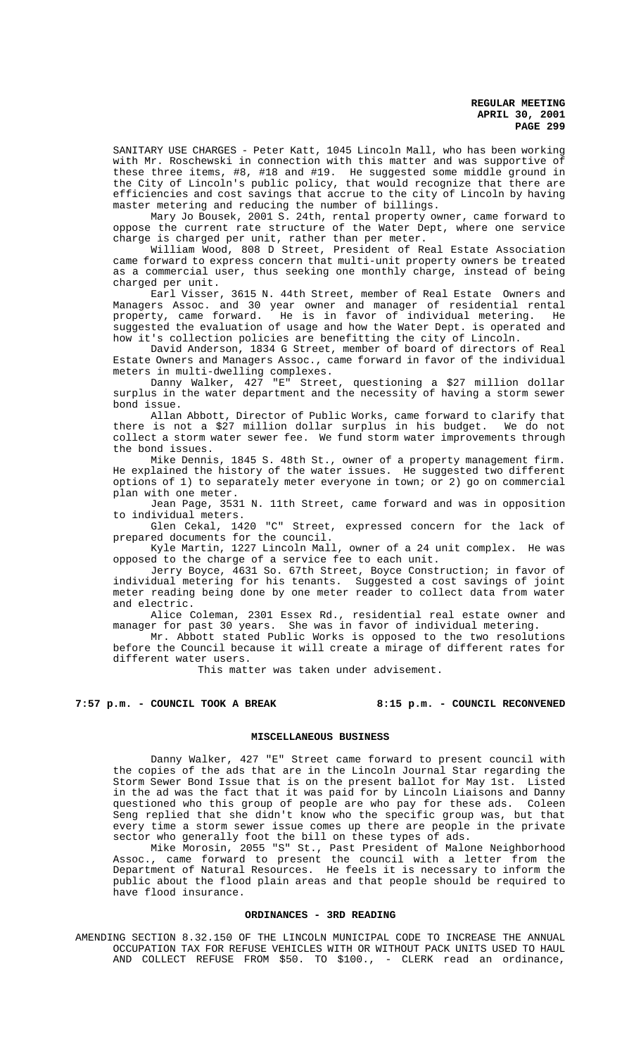SANITARY USE CHARGES - Peter Katt, 1045 Lincoln Mall, who has been working with Mr. Roschewski in connection with this matter and was supportive of these three items, #8, #18 and #19. He suggested some middle ground in the City of Lincoln's public policy, that would recognize that there are efficiencies and cost savings that accrue to the city of Lincoln by having master metering and reducing the number of billings.

Mary Jo Bousek, 2001 S. 24th, rental property owner, came forward to oppose the current rate structure of the Water Dept, where one service charge is charged per unit, rather than per meter.

William Wood, 808 D Street, President of Real Estate Association came forward to express concern that multi-unit property owners be treated as a commercial user, thus seeking one monthly charge, instead of being charged per unit.

Earl Visser, 3615 N. 44th Street, member of Real Estate Owners and Managers Assoc. and 30 year owner and manager of residential rental property, came forward. He is in favor of individual metering. He suggested the evaluation of usage and how the Water Dept. is operated and how it's collection policies are benefitting the city of Lincoln.

David Anderson, 1834 G Street, member of board of directors of Real Estate Owners and Managers Assoc., came forward in favor of the individual meters in multi-dwelling complexes.

Danny Walker, 427 "E" Street, questioning a $27 million dollar surplus in the water department and the necessity of having a storm sewer bond issue.

Allan Abbott, Director of Public Works, came forward to clarify that there is not a $27 million dollar surplus in his budget. We do not collect a storm water sewer fee. We fund storm water improvements through the bond issues.

Mike Dennis, 1845 S. 48th St., owner of a property management firm. He explained the history of the water issues. He suggested two different options of 1) to separately meter everyone in town; or 2) go on commercial plan with one meter.

Jean Page, 3531 N. 11th Street, came forward and was in opposition to individual meters.

Glen Cekal, 1420 "C" Street, expressed concern for the lack of prepared documents for the council.

Kyle Martin, 1227 Lincoln Mall, owner of a 24 unit complex. He was opposed to the charge of a service fee to each unit.

Jerry Boyce, 4631 So. 67th Street, Boyce Construction; in favor of individual metering for his tenants. Suggested a cost savings of joint meter reading being done by one meter reader to collect data from water and electric.

Alice Coleman, 2301 Essex Rd., residential real estate owner and manager for past 30 years. She was in favor of individual metering.

Mr. Abbott stated Public Works is opposed to the two resolutions before the Council because it will create a mirage of different rates for different water users.

This matter was taken under advisement.

**7:57 p.m. - COUNCIL TOOK A BREAK** **8:15 p.m. - COUNCIL RECONVENED**

## MISCELLANEOUS BUSINESS

Danny Walker, 427 "E" Street came forward to present council with the copies of the ads that are in the Lincoln Journal Star regarding the Storm Sewer Bond Issue that is on the present ballot for May 1st. Listed in the ad was the fact that it was paid for by Lincoln Liaisons and Danny questioned who this group of people are who pay for these ads. Coleen Seng replied that she didn't know who the specific group was, but that every time a storm sewer issue comes up there are people in the private sector who generally foot the bill on these types of ads.

Mike Morosin, 2055 "S" St., Past President of Malone Neighborhood Assoc., came forward to present the council with a letter from the Department of Natural Resources. He feels it is necessary to inform the public about the flood plain areas and that people should be required to have flood insurance.

## ORDINANCES - 3RD READING

AMENDING SECTION 8.32.150 OF THE LINCOLN MUNICIPAL CODE TO INCREASE THE ANNUAL OCCUPATION TAX FOR REFUSE VEHICLES WITH OR WITHOUT PACK UNITS USED TO HAUL AND COLLECT REFUSE FROM $50. TO $100., - CLERK read an ordinance,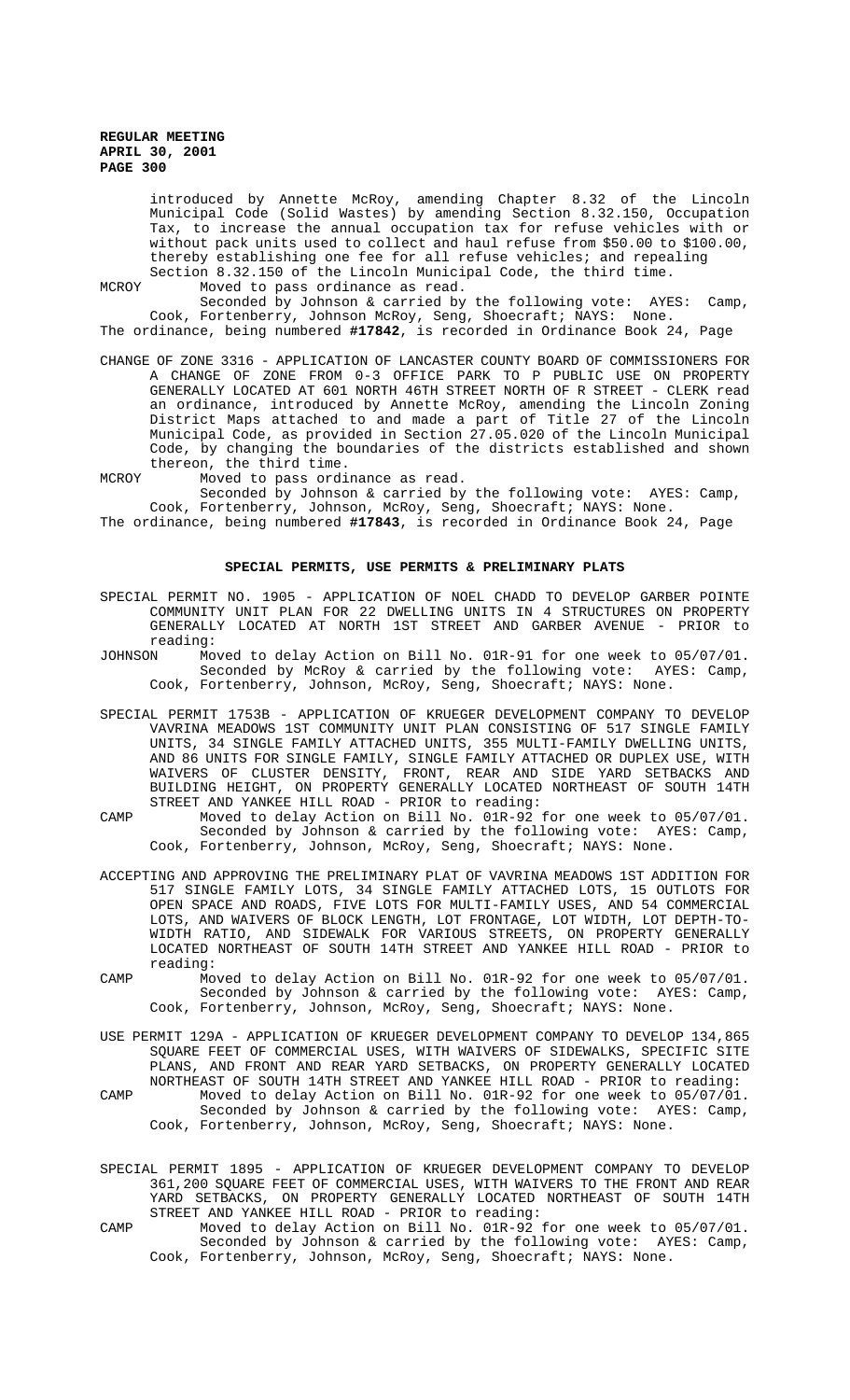introduced by Annette McRoy, amending Chapter 8.32 of the Lincoln Municipal Code (Solid Wastes) by amending Section 8.32.150, Occupation Tax, to increase the annual occupation tax for refuse vehicles with or without pack units used to collect and haul refuse from $50.00 to $100.00, thereby establishing one fee for all refuse vehicles; and repealing Section 8.32.150 of the Lincoln Municipal Code, the third time.

MCROY Moved to pass ordinance as read.

Seconded by Johnson & carried by the following vote: AYES: Camp, Cook, Fortenberry, Johnson McRoy, Seng, Shoecraft; NAYS: None.

The ordinance, being numbered **#17842**, is recorded in Ordinance Book 24, Page

CHANGE OF ZONE 3316 - APPLICATION OF LANCASTER COUNTY BOARD OF COMMISSIONERS FOR A CHANGE OF ZONE FROM 0-3 OFFICE PARK TO P PUBLIC USE ON PROPERTY GENERALLY LOCATED AT 601 NORTH 46TH STREET NORTH OF R STREET - CLERK read an ordinance, introduced by Annette McRoy, amending the Lincoln Zoning District Maps attached to and made a part of Title 27 of the Lincoln Municipal Code, as provided in Section 27.05.020 of the Lincoln Municipal Code, by changing the boundaries of the districts established and shown thereon, the third time.

MCROY Moved to pass ordinance as read.

Seconded by Johnson & carried by the following vote: AYES: Camp, Cook, Fortenberry, Johnson, McRoy, Seng, Shoecraft; NAYS: None.

The ordinance, being numbered **#17843**, is recorded in Ordinance Book 24, Page

## SPECIAL PERMITS, USE PERMITS & PRELIMINARY PLATS

SPECIAL PERMIT NO. 1905 - APPLICATION OF NOEL CHADD TO DEVELOP GARBER POINTE COMMUNITY UNIT PLAN FOR 22 DWELLING UNITS IN 4 STRUCTURES ON PROPERTY GENERALLY LOCATED AT NORTH 1ST STREET AND GARBER AVENUE - PRIOR to reading:

JOHNSON Moved to delay Action on Bill No. 01R-91 for one week to 05/07/01.

Seconded by McRoy & carried by the following vote: AYES: Camp, Cook, Fortenberry, Johnson, McRoy, Seng, Shoecraft; NAYS: None.

SPECIAL PERMIT 1753B - APPLICATION OF KRUEGER DEVELOPMENT COMPANY TO DEVELOP VAVRINA MEADOWS 1ST COMMUNITY UNIT PLAN CONSISTING OF 517 SINGLE FAMILY UNITS, 34 SINGLE FAMILY ATTACHED UNITS, 355 MULTI-FAMILY DWELLING UNITS, AND 86 UNITS FOR SINGLE FAMILY, SINGLE FAMILY ATTACHED OR DUPLEX USE, WITH WAIVERS OF CLUSTER DENSITY, FRONT, REAR AND SIDE YARD SETBACKS AND BUILDING HEIGHT, ON PROPERTY GENERALLY LOCATED NORTHEAST OF SOUTH 14TH STREET AND YANKEE HILL ROAD - PRIOR to reading:

CAMP Moved to delay Action on Bill No. 01R-92 for one week to 05/07/01.

Seconded by Johnson & carried by the following vote: AYES: Camp, Cook, Fortenberry, Johnson, McRoy, Seng, Shoecraft; NAYS: None.

ACCEPTING AND APPROVING THE PRELIMINARY PLAT OF VAVRINA MEADOWS 1ST ADDITION FOR 517 SINGLE FAMILY LOTS, 34 SINGLE FAMILY ATTACHED LOTS, 15 OUTLOTS FOR OPEN SPACE AND ROADS, FIVE LOTS FOR MULTI-FAMILY USES, AND 54 COMMERCIAL LOTS, AND WAIVERS OF BLOCK LENGTH, LOT FRONTAGE, LOT WIDTH, LOT DEPTH-TO-WIDTH RATIO, AND SIDEWALK FOR VARIOUS STREETS, ON PROPERTY GENERALLY LOCATED NORTHEAST OF SOUTH 14TH STREET AND YANKEE HILL ROAD - PRIOR to reading:

CAMP Moved to delay Action on Bill No. 01R-92 for one week to 05/07/01.

Seconded by Johnson & carried by the following vote: AYES: Camp, Cook, Fortenberry, Johnson, McRoy, Seng, Shoecraft; NAYS: None.

USE PERMIT 129A - APPLICATION OF KRUEGER DEVELOPMENT COMPANY TO DEVELOP 134,865 SQUARE FEET OF COMMERCIAL USES, WITH WAIVERS OF SIDEWALKS, SPECIFIC SITE PLANS, AND FRONT AND REAR YARD SETBACKS, ON PROPERTY GENERALLY LOCATED NORTHEAST OF SOUTH 14TH STREET AND YANKEE HILL ROAD - PRIOR to reading:

CAMP Moved to delay Action on Bill No. 01R-92 for one week to 05/07/01.

Seconded by Johnson & carried by the following vote: AYES: Camp, Cook, Fortenberry, Johnson, McRoy, Seng, Shoecraft; NAYS: None.

SPECIAL PERMIT 1895 - APPLICATION OF KRUEGER DEVELOPMENT COMPANY TO DEVELOP 361,200 SQUARE FEET OF COMMERCIAL USES, WITH WAIVERS TO THE FRONT AND REAR YARD SETBACKS, ON PROPERTY GENERALLY LOCATED NORTHEAST OF SOUTH 14TH STREET AND YANKEE HILL ROAD - PRIOR to reading:

CAMP Moved to delay Action on Bill No. 01R-92 for one week to 05/07/01.

Seconded by Johnson & carried by the following vote: AYES: Camp, Cook, Fortenberry, Johnson, McRoy, Seng, Shoecraft; NAYS: None.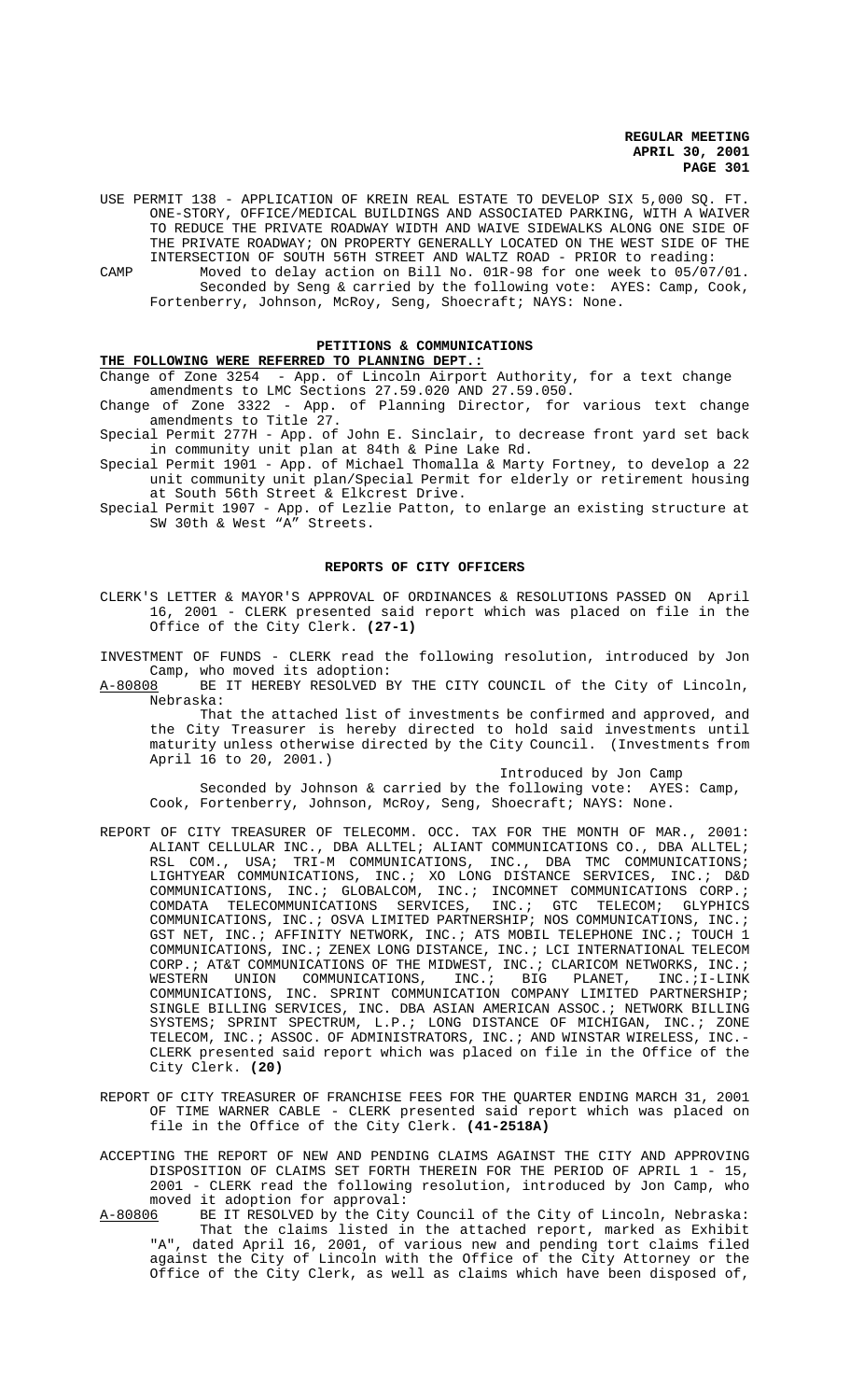USE PERMIT 138 - APPLICATION OF KREIN REAL ESTATE TO DEVELOP SIX 5,000 SQ. FT. ONE-STORY, OFFICE/MEDICAL BUILDINGS AND ASSOCIATED PARKING, WITH A WAIVER TO REDUCE THE PRIVATE ROADWAY WIDTH AND WAIVE SIDEWALKS ALONG ONE SIDE OF THE PRIVATE ROADWAY; ON PROPERTY GENERALLY LOCATED ON THE WEST SIDE OF THE INTERSECTION OF SOUTH 56TH STREET AND WALTZ ROAD - PRIOR to reading:

CAMP Moved to delay action on Bill No. 01R-98 for one week to 05/07/01. Seconded by Seng & carried by the following vote: AYES: Camp, Cook, Fortenberry, Johnson, McRoy, Seng, Shoecraft; NAYS: None.

## PETITIONS & COMMUNICATIONS

**THE FOLLOWING WERE REFERRED TO PLANNING DEPT.:**

Change of Zone 3254 - App. of Lincoln Airport Authority, for a text change amendments to LMC Sections 27.59.020 AND 27.59.050.

Change of Zone 3322 - App. of Planning Director, for various text change amendments to Title 27.

Special Permit 277H - App. of John E. Sinclair, to decrease front yard set back in community unit plan at 84th & Pine Lake Rd.

Special Permit 1901 - App. of Michael Thomalla & Marty Fortney, to develop a 22 unit community unit plan/Special Permit for elderly or retirement housing at South 56th Street & Elkcrest Drive.

Special Permit 1907 - App. of Lezlie Patton, to enlarge an existing structure at SW 30th & West "A" Streets.

## REPORTS OF CITY OFFICERS

CLERK'S LETTER & MAYOR'S APPROVAL OF ORDINANCES & RESOLUTIONS PASSED ON April 16, 2001 - CLERK presented said report which was placed on file in the Office of the City Clerk. **(27-1)**

INVESTMENT OF FUNDS - CLERK read the following resolution, introduced by Jon Camp, who moved its adoption:

A-80808 BE IT HEREBY RESOLVED BY THE CITY COUNCIL of the City of Lincoln, Nebraska:

That the attached list of investments be confirmed and approved, and the City Treasurer is hereby directed to hold said investments until maturity unless otherwise directed by the City Council. (Investments from April 16 to 20, 2001.)

Introduced by Jon Camp

Seconded by Johnson & carried by the following vote: AYES: Camp, Cook, Fortenberry, Johnson, McRoy, Seng, Shoecraft; NAYS: None.

REPORT OF CITY TREASURER OF TELECOMM. OCC. TAX FOR THE MONTH OF MAR., 2001: ALIANT CELLULAR INC., DBA ALLTEL; ALIANT COMMUNICATIONS CO., DBA ALLTEL; RSL COM., USA; TRI-M COMMUNICATIONS, INC., DBA TMC COMMUNICATIONS; LIGHTYEAR COMMUNICATIONS, INC.; XO LONG DISTANCE SERVICES, INC.; D&D COMMUNICATIONS, INC.; GLOBALCOM, INC.; INCOMNET COMMUNICATIONS CORP.; COMDATA TELECOMMUNICATIONS SERVICES, INC.; GTC TELECOM; GLYPHICS COMMUNICATIONS, INC.; OSVA LIMITED PARTNERSHIP; NOS COMMUNICATIONS, INC.; GST NET, INC.; AFFINITY NETWORK, INC.; ATS MOBIL TELEPHONE INC.; TOUCH 1 COMMUNICATIONS, INC.; ZENEX LONG DISTANCE, INC.; LCI INTERNATIONAL TELECOM CORP.; AT&T COMMUNICATIONS OF THE MIDWEST, INC.; CLARICOM NETWORKS, INC.; WESTERN UNION COMMUNICATIONS, INC.; BIG PLANET, INC.;I-LINK COMMUNICATIONS, INC. SPRINT COMMUNICATION COMPANY LIMITED PARTNERSHIP; SINGLE BILLING SERVICES, INC. DBA ASIAN AMERICAN ASSOC.; NETWORK BILLING SYSTEMS; SPRINT SPECTRUM, L.P.; LONG DISTANCE OF MICHIGAN, INC.; ZONE TELECOM, INC.; ASSOC. OF ADMINISTRATORS, INC.; AND WINSTAR WIRELESS, INC.- CLERK presented said report which was placed on file in the Office of the City Clerk. **(20)**

REPORT OF CITY TREASURER OF FRANCHISE FEES FOR THE QUARTER ENDING MARCH 31, 2001 OF TIME WARNER CABLE - CLERK presented said report which was placed on file in the Office of the City Clerk. **(41-2518A)**

ACCEPTING THE REPORT OF NEW AND PENDING CLAIMS AGAINST THE CITY AND APPROVING DISPOSITION OF CLAIMS SET FORTH THEREIN FOR THE PERIOD OF APRIL 1 - 15, 2001 - CLERK read the following resolution, introduced by Jon Camp, who moved it adoption for approval:

A-80806 BE IT RESOLVED by the City Council of the City of Lincoln, Nebraska:

That the claims listed in the attached report, marked as Exhibit "A", dated April 16, 2001, of various new and pending tort claims filed against the City of Lincoln with the Office of the City Attorney or the Office of the City Clerk, as well as claims which have been disposed of,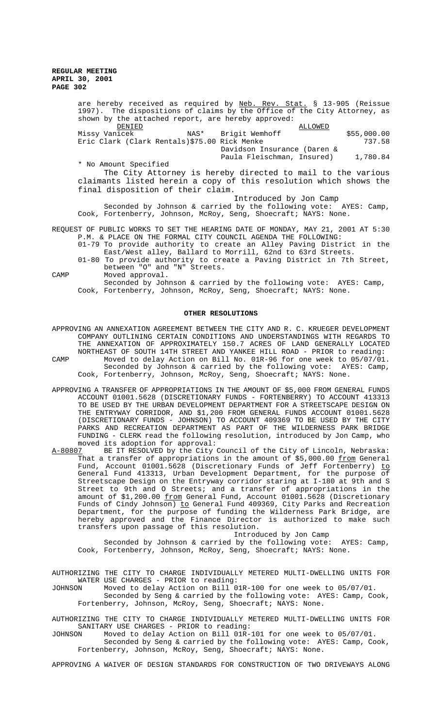are hereby received as required by Neb. Rev. Stat. § 13-905 (Reissue 1997). The dispositions of claims by the Office of the City Attorney, as shown by the attached report, are hereby approved:

| DENIED | | ALLOWED | |
|---|---|---|---|
| Missy Vanicek | NAS* | Brigit Wemhoff | $55,000.00 |
| Eric Clark (Clark Rentals) | $75.00 | Rick Menke | 737.58 |
| | | Davidson Insurance (Daren & Paula Fleischman, Insured) | 1,780.84 |

\* No Amount Specified

The City Attorney is hereby directed to mail to the various claimants listed herein a copy of this resolution which shows the final disposition of their claim.

Introduced by Jon Camp

Seconded by Johnson & carried by the following vote: AYES: Camp, Cook, Fortenberry, Johnson, McRoy, Seng, Shoecraft; NAYS: None.

REQUEST OF PUBLIC WORKS TO SET THE HEARING DATE OF MONDAY, MAY 21, 2001 AT 5:30 P.M. & PLACE ON THE FORMAL CITY COUNCIL AGENDA THE FOLLOWING:

01-79 To provide authority to create an Alley Paving District in the East/West alley, Ballard to Morrill, 62nd to 63rd Streets.

01-80 To provide authority to create a Paving District in 7th Street, between "O" and "N" Streets.

CAMP Moved approval.

Seconded by Johnson & carried by the following vote: AYES: Camp, Cook, Fortenberry, Johnson, McRoy, Seng, Shoecraft; NAYS: None.

## OTHER RESOLUTIONS

APPROVING AN ANNEXATION AGREEMENT BETWEEN THE CITY AND R. C. KRUEGER DEVELOPMENT COMPANY OUTLINING CERTAIN CONDITIONS AND UNDERSTANDINGS WITH REGARDS TO THE ANNEXATION OF APPROXIMATELY 150.7 ACRES OF LAND GENERALLY LOCATED NORTHEAST OF SOUTH 14TH STREET AND YANKEE HILL ROAD - PRIOR to reading:

CAMP Moved to delay Action on Bill No. 01R-96 for one week to 05/07/01.

Seconded by Johnson & carried by the following vote: AYES: Camp, Cook, Fortenberry, Johnson, McRoy, Seng, Shoecraft; NAYS: None.

APPROVING A TRANSFER OF APPROPRIATIONS IN THE AMOUNT OF $5,000 FROM GENERAL FUNDS ACCOUNT 01001.5628 (DISCRETIONARY FUNDS - FORTENBERRY) TO ACCOUNT 413313 TO BE USED BY THE URBAN DEVELOPMENT DEPARTMENT FOR A STREETSCAPE DESIGN ON THE ENTRYWAY CORRIDOR, AND $1,200 FROM GENERAL FUNDS ACCOUNT 01001.5628 (DISCRETIONARY FUNDS - JOHNSON) TO ACCOUNT 409369 TO BE USED BY THE CITY PARKS AND RECREATION DEPARTMENT AS PART OF THE WILDERNESS PARK BRIDGE FUNDING - CLERK read the following resolution, introduced by Jon Camp, who moved its adoption for approval:

A-80807 BE IT RESOLVED by the City Council of the City of Lincoln, Nebraska: That a transfer of appropriations in the amount of $5,000.00 from General Fund, Account 01001.5628 (Discretionary Funds of Jeff Fortenberry) to General Fund 413313, Urban Development Department, for the purpose of Streetscape Design on the Entryway corridor staring at I-180 at 9th and S Street to 9th and O Streets; and a transfer of appropriations in the amount of $1,200.00 from General Fund, Account 01001.5628 (Discretionary Funds of Cindy Johnson) to General Fund 409369, City Parks and Recreation Department, for the purpose of funding the Wilderness Park Bridge, are hereby approved and the Finance Director is authorized to make such transfers upon passage of this resolution.

Introduced by Jon Camp

Seconded by Johnson & carried by the following vote: AYES: Camp, Cook, Fortenberry, Johnson, McRoy, Seng, Shoecraft; NAYS: None.

AUTHORIZING THE CITY TO CHARGE INDIVIDUALLY METERED MULTI-DWELLING UNITS FOR WATER USE CHARGES - PRIOR to reading:

JOHNSON Moved to delay Action on Bill 01R-100 for one week to 05/07/01.

Seconded by Seng & carried by the following vote: AYES: Camp, Cook, Fortenberry, Johnson, McRoy, Seng, Shoecraft; NAYS: None.

AUTHORIZING THE CITY TO CHARGE INDIVIDUALLY METERED MULTI-DWELLING UNITS FOR SANITARY USE CHARGES - PRIOR to reading:

JOHNSON Moved to delay Action on Bill 01R-101 for one week to 05/07/01.

Seconded by Seng & carried by the following vote: AYES: Camp, Cook, Fortenberry, Johnson, McRoy, Seng, Shoecraft; NAYS: None.

APPROVING A WAIVER OF DESIGN STANDARDS FOR CONSTRUCTION OF TWO DRIVEWAYS ALONG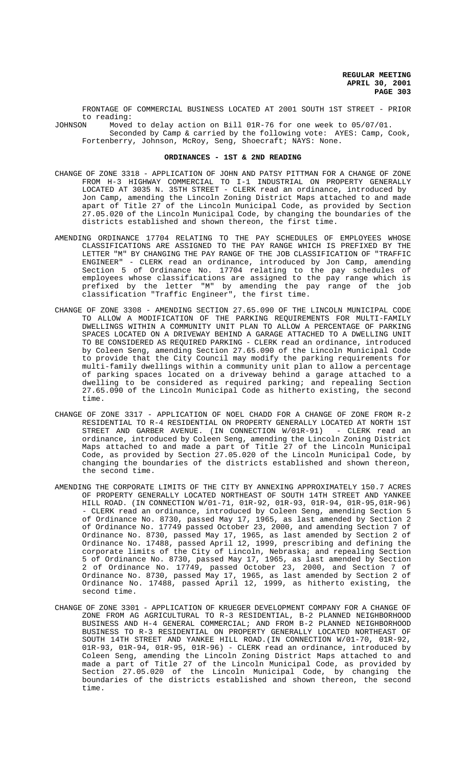FRONTAGE OF COMMERCIAL BUSINESS LOCATED AT 2001 SOUTH 1ST STREET - PRIOR to reading:

JOHNSON Moved to delay action on Bill 01R-76 for one week to 05/07/01.
Seconded by Camp & carried by the following vote: AYES: Camp, Cook, Fortenberry, Johnson, McRoy, Seng, Shoecraft; NAYS: None.

**ORDINANCES - 1ST & 2ND READING**

CHANGE OF ZONE 3318 - APPLICATION OF JOHN AND PATSY PITTMAN FOR A CHANGE OF ZONE FROM H-3 HIGHWAY COMMERCIAL TO I-1 INDUSTRIAL ON PROPERTY GENERALLY LOCATED AT 3035 N. 35TH STREET - CLERK read an ordinance, introduced by Jon Camp, amending the Lincoln Zoning District Maps attached to and made apart of Title 27 of the Lincoln Municipal Code, as provided by Section 27.05.020 of the Lincoln Municipal Code, by changing the boundaries of the districts established and shown thereon, the first time.

AMENDING ORDINANCE 17704 RELATING TO THE PAY SCHEDULES OF EMPLOYEES WHOSE CLASSIFICATIONS ARE ASSIGNED TO THE PAY RANGE WHICH IS PREFIXED BY THE LETTER "M" BY CHANGING THE PAY RANGE OF THE JOB CLASSIFICATION OF "TRAFFIC ENGINEER" - CLERK read an ordinance, introduced by Jon Camp, amending Section 5 of Ordinance No. 17704 relating to the pay schedules of employees whose classifications are assigned to the pay range which is prefixed by the letter "M" by amending the pay range of the job classification "Traffic Engineer", the first time.

CHANGE OF ZONE 3308 - AMENDING SECTION 27.65.090 OF THE LINCOLN MUNICIPAL CODE TO ALLOW A MODIFICATION OF THE PARKING REQUIREMENTS FOR MULTI-FAMILY DWELLINGS WITHIN A COMMUNITY UNIT PLAN TO ALLOW A PERCENTAGE OF PARKING SPACES LOCATED ON A DRIVEWAY BEHIND A GARAGE ATTACHED TO A DWELLING UNIT TO BE CONSIDERED AS REQUIRED PARKING - CLERK read an ordinance, introduced by Coleen Seng, amending Section 27.65.090 of the Lincoln Municipal Code to provide that the City Council may modify the parking requirements for multi-family dwellings within a community unit plan to allow a percentage of parking spaces located on a driveway behind a garage attached to a dwelling to be considered as required parking; and repealing Section 27.65.090 of the Lincoln Municipal Code as hitherto existing, the second time.

CHANGE OF ZONE 3317 - APPLICATION OF NOEL CHADD FOR A CHANGE OF ZONE FROM R-2 RESIDENTIAL TO R-4 RESIDENTIAL ON PROPERTY GENERALLY LOCATED AT NORTH 1ST STREET AND GARBER AVENUE. (IN CONNECTION W/01R-91) - CLERK read an ordinance, introduced by Coleen Seng, amending the Lincoln Zoning District Maps attached to and made a part of Title 27 of the Lincoln Municipal Code, as provided by Section 27.05.020 of the Lincoln Municipal Code, by changing the boundaries of the districts established and shown thereon, the second time.

AMENDING THE CORPORATE LIMITS OF THE CITY BY ANNEXING APPROXIMATELY 150.7 ACRES OF PROPERTY GENERALLY LOCATED NORTHEAST OF SOUTH 14TH STREET AND YANKEE HILL ROAD. (IN CONNECTION W/01-71, 01R-92, 01R-93, 01R-94, 01R-95,01R-96) - CLERK read an ordinance, introduced by Coleen Seng, amending Section 5 of Ordinance No. 8730, passed May 17, 1965, as last amended by Section 2 of Ordinance No. 17749 passed October 23, 2000, and amending Section 7 of Ordinance No. 8730, passed May 17, 1965, as last amended by Section 2 of Ordinance No. 17488, passed April 12, 1999, prescribing and defining the corporate limits of the City of Lincoln, Nebraska; and repealing Section 5 of Ordinance No. 8730, passed May 17, 1965, as last amended by Section 2 of Ordinance No. 17749, passed October 23, 2000, and Section 7 of Ordinance No. 8730, passed May 17, 1965, as last amended by Section 2 of Ordinance No. 17488, passed April 12, 1999, as hitherto existing, the second time.

CHANGE OF ZONE 3301 - APPLICATION OF KRUEGER DEVELOPMENT COMPANY FOR A CHANGE OF ZONE FROM AG AGRICULTURAL TO R-3 RESIDENTIAL, B-2 PLANNED NEIGHBORHOOD BUSINESS AND H-4 GENERAL COMMERCIAL; AND FROM B-2 PLANNED NEIGHBORHOOD BUSINESS TO R-3 RESIDENTIAL ON PROPERTY GENERALLY LOCATED NORTHEAST OF SOUTH 14TH STREET AND YANKEE HILL ROAD.(IN CONNECTION W/01-70, 01R-92, 01R-93, 01R-94, 01R-95, 01R-96) - CLERK read an ordinance, introduced by Coleen Seng, amending the Lincoln Zoning District Maps attached to and made a part of Title 27 of the Lincoln Municipal Code, as provided by Section 27.05.020 of the Lincoln Municipal Code, by changing the boundaries of the districts established and shown thereon, the second time.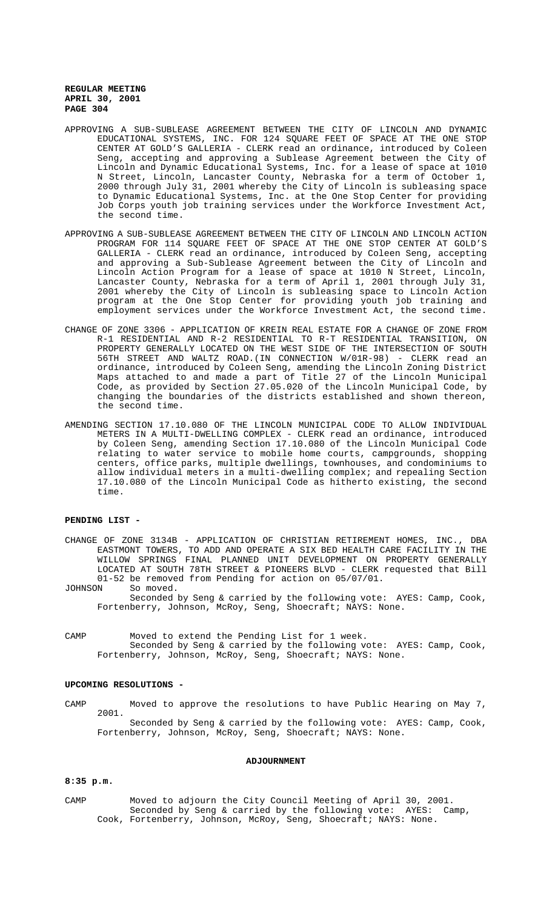APPROVING A SUB-SUBLEASE AGREEMENT BETWEEN THE CITY OF LINCOLN AND DYNAMIC EDUCATIONAL SYSTEMS, INC. FOR 124 SQUARE FEET OF SPACE AT THE ONE STOP CENTER AT GOLD'S GALLERIA - CLERK read an ordinance, introduced by Coleen Seng, accepting and approving a Sublease Agreement between the City of Lincoln and Dynamic Educational Systems, Inc. for a lease of space at 1010 N Street, Lincoln, Lancaster County, Nebraska for a term of October 1, 2000 through July 31, 2001 whereby the City of Lincoln is subleasing space to Dynamic Educational Systems, Inc. at the One Stop Center for providing Job Corps youth job training services under the Workforce Investment Act, the second time.

APPROVING A SUB-SUBLEASE AGREEMENT BETWEEN THE CITY OF LINCOLN AND LINCOLN ACTION PROGRAM FOR 114 SQUARE FEET OF SPACE AT THE ONE STOP CENTER AT GOLD'S GALLERIA - CLERK read an ordinance, introduced by Coleen Seng, accepting and approving a Sub-Sublease Agreement between the City of Lincoln and Lincoln Action Program for a lease of space at 1010 N Street, Lincoln, Lancaster County, Nebraska for a term of April 1, 2001 through July 31, 2001 whereby the City of Lincoln is subleasing space to Lincoln Action program at the One Stop Center for providing youth job training and employment services under the Workforce Investment Act, the second time.

CHANGE OF ZONE 3306 - APPLICATION OF KREIN REAL ESTATE FOR A CHANGE OF ZONE FROM R-1 RESIDENTIAL AND R-2 RESIDENTIAL TO R-T RESIDENTIAL TRANSITION, ON PROPERTY GENERALLY LOCATED ON THE WEST SIDE OF THE INTERSECTION OF SOUTH 56TH STREET AND WALTZ ROAD.(IN CONNECTION W/01R-98) - CLERK read an ordinance, introduced by Coleen Seng, amending the Lincoln Zoning District Maps attached to and made a part of Title 27 of the Lincoln Municipal Code, as provided by Section 27.05.020 of the Lincoln Municipal Code, by changing the boundaries of the districts established and shown thereon, the second time.

AMENDING SECTION 17.10.080 OF THE LINCOLN MUNICIPAL CODE TO ALLOW INDIVIDUAL METERS IN A MULTI-DWELLING COMPLEX - CLERK read an ordinance, introduced by Coleen Seng, amending Section 17.10.080 of the Lincoln Municipal Code relating to water service to mobile home courts, campgrounds, shopping centers, office parks, multiple dwellings, townhouses, and condominiums to allow individual meters in a multi-dwelling complex; and repealing Section 17.10.080 of the Lincoln Municipal Code as hitherto existing, the second time.

**PENDING LIST -**

CHANGE OF ZONE 3134B - APPLICATION OF CHRISTIAN RETIREMENT HOMES, INC., DBA EASTMONT TOWERS, TO ADD AND OPERATE A SIX BED HEALTH CARE FACILITY IN THE WILLOW SPRINGS FINAL PLANNED UNIT DEVELOPMENT ON PROPERTY GENERALLY LOCATED AT SOUTH 78TH STREET & PIONEERS BLVD - CLERK requested that Bill 01-52 be removed from Pending for action on 05/07/01.

JOHNSON So moved.
Seconded by Seng & carried by the following vote: AYES: Camp, Cook, Fortenberry, Johnson, McRoy, Seng, Shoecraft; NAYS: None.

CAMP Moved to extend the Pending List for 1 week.
Seconded by Seng & carried by the following vote: AYES: Camp, Cook, Fortenberry, Johnson, McRoy, Seng, Shoecraft; NAYS: None.

**UPCOMING RESOLUTIONS -**

CAMP Moved to approve the resolutions to have Public Hearing on May 7, 2001.
Seconded by Seng & carried by the following vote: AYES: Camp, Cook, Fortenberry, Johnson, McRoy, Seng, Shoecraft; NAYS: None.

**ADJOURNMENT**

**8:35 p.m.**

CAMP Moved to adjourn the City Council Meeting of April 30, 2001.
Seconded by Seng & carried by the following vote: AYES: Camp, Cook, Fortenberry, Johnson, McRoy, Seng, Shoecraft; NAYS: None.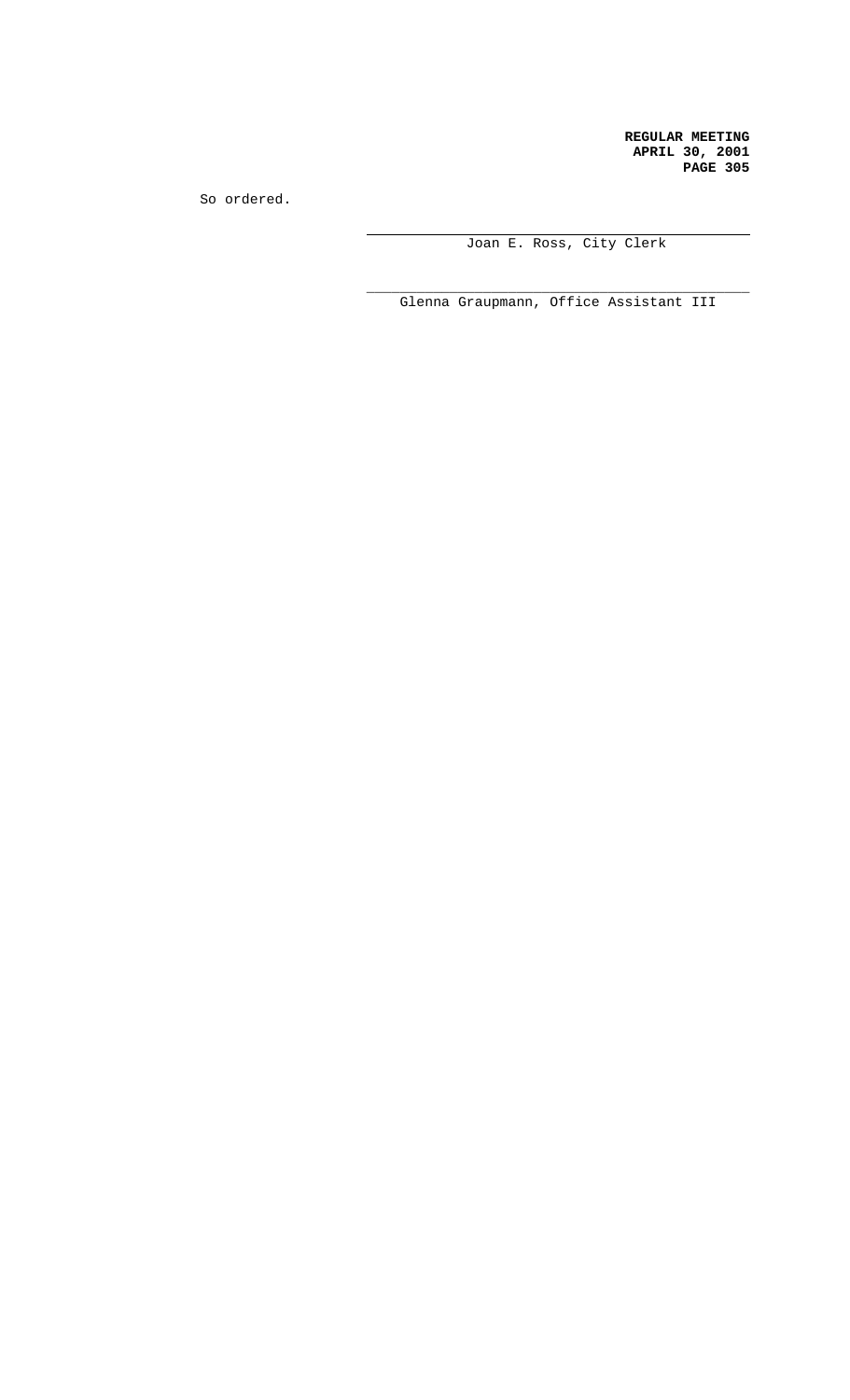So ordered.

___________________________________________
Joan E. Ross, City Clerk

___________________________________________
Glenna Graupmann, Office Assistant III